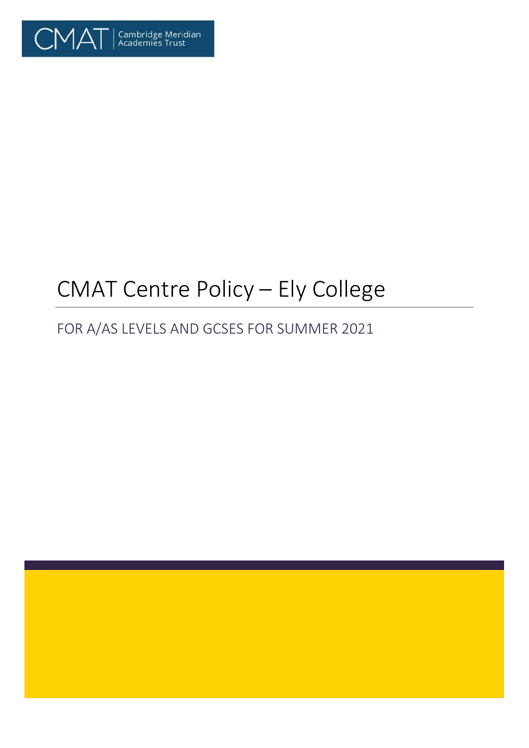CMAT | Cambridge Meridian Academies Trust

# CMAT Centre Policy – Ely College

## FOR A/AS LEVELS AND GCSES FOR SUMMER 2021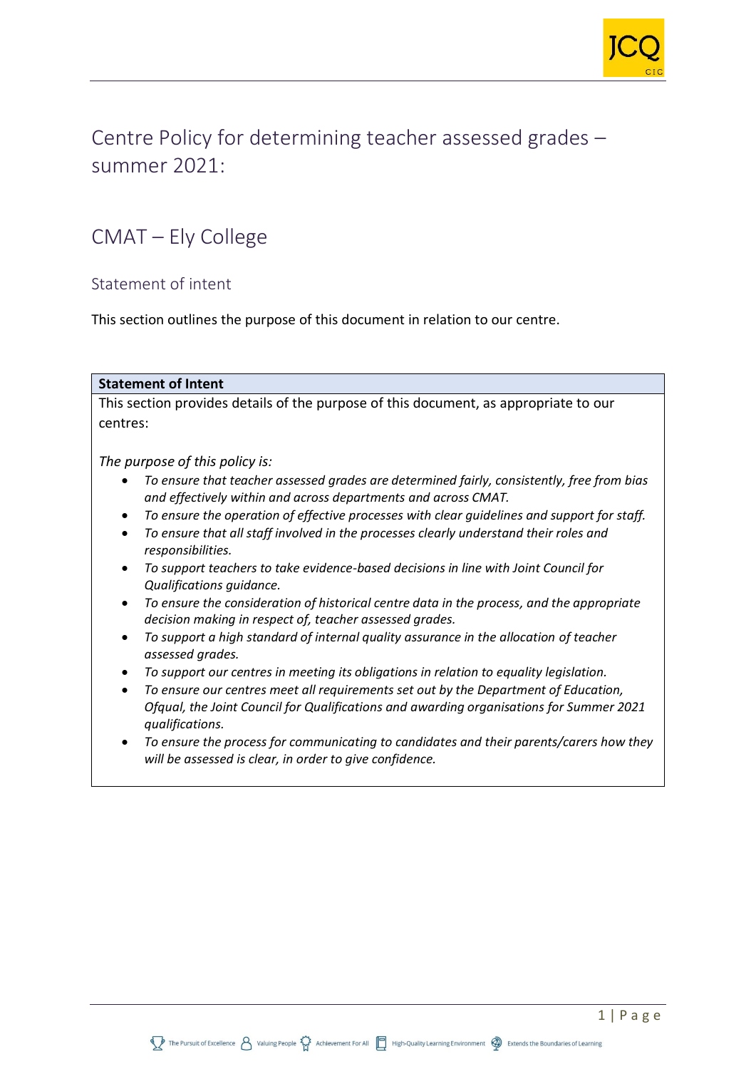# Centre Policy for determining teacher assessed grades – summer 2021:

## CMAT – Ely College

### Statement of intent

This section outlines the purpose of this document in relation to our centre.

| **Statement of Intent** |
|---|
| This section provides details of the purpose of this document, as appropriate to our centres:<br><br>*The purpose of this policy is:*<br>• *To ensure that teacher assessed grades are determined fairly, consistently, free from bias and effectively within and across departments and across CMAT.*<br>• *To ensure the operation of effective processes with clear guidelines and support for staff.*<br>• *To ensure that all staff involved in the processes clearly understand their roles and responsibilities.*<br>• *To support teachers to take evidence-based decisions in line with Joint Council for Qualifications guidance.*<br>• *To ensure the consideration of historical centre data in the process, and the appropriate decision making in respect of, teacher assessed grades.*<br>• *To support a high standard of internal quality assurance in the allocation of teacher assessed grades.*<br>• *To support our centres in meeting its obligations in relation to equality legislation.*<br>• *To ensure our centres meet all requirements set out by the Department of Education, Ofqual, the Joint Council for Qualifications and awarding organisations for Summer 2021 qualifications.*<br>• *To ensure the process for communicating to candidates and their parents/carers how they will be assessed is clear, in order to give confidence.* |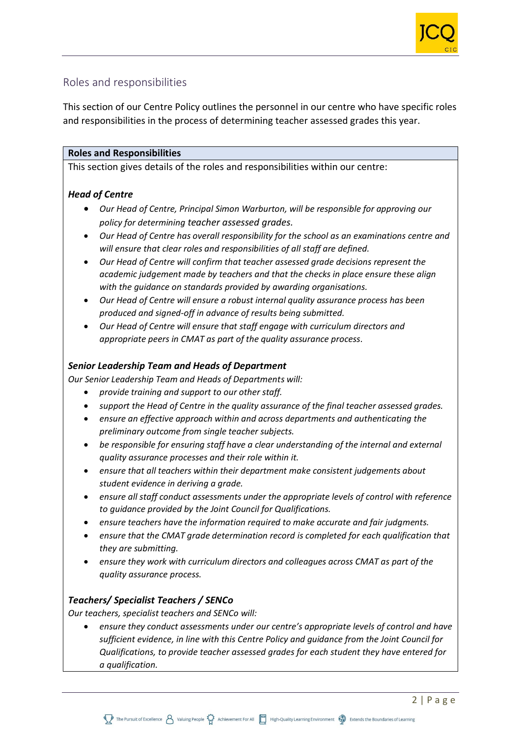## Roles and responsibilities

This section of our Centre Policy outlines the personnel in our centre who have specific roles and responsibilities in the process of determining teacher assessed grades this year.

**Roles and Responsibilities**

This section gives details of the roles and responsibilities within our centre:

***Head of Centre***

- *Our Head of Centre, Principal Simon Warburton, will be responsible for approving our policy for determining teacher assessed grades.*
- *Our Head of Centre has overall responsibility for the school as an examinations centre and will ensure that clear roles and responsibilities of all staff are defined.*
- *Our Head of Centre will confirm that teacher assessed grade decisions represent the academic judgement made by teachers and that the checks in place ensure these align with the guidance on standards provided by awarding organisations.*
- *Our Head of Centre will ensure a robust internal quality assurance process has been produced and signed-off in advance of results being submitted.*
- *Our Head of Centre will ensure that staff engage with curriculum directors and appropriate peers in CMAT as part of the quality assurance process.*

***Senior Leadership Team and Heads of Department***

*Our Senior Leadership Team and Heads of Departments will:*

- *provide training and support to our other staff.*
- *support the Head of Centre in the quality assurance of the final teacher assessed grades.*
- *ensure an effective approach within and across departments and authenticating the preliminary outcome from single teacher subjects.*
- *be responsible for ensuring staff have a clear understanding of the internal and external quality assurance processes and their role within it.*
- *ensure that all teachers within their department make consistent judgements about student evidence in deriving a grade.*
- *ensure all staff conduct assessments under the appropriate levels of control with reference to guidance provided by the Joint Council for Qualifications.*
- *ensure teachers have the information required to make accurate and fair judgments.*
- *ensure that the CMAT grade determination record is completed for each qualification that they are submitting.*
- *ensure they work with curriculum directors and colleagues across CMAT as part of the quality assurance process.*

***Teachers/ Specialist Teachers / SENCo***

*Our teachers, specialist teachers and SENCo will:*

- *ensure they conduct assessments under our centre's appropriate levels of control and have sufficient evidence, in line with this Centre Policy and guidance from the Joint Council for Qualifications, to provide teacher assessed grades for each student they have entered for a qualification.*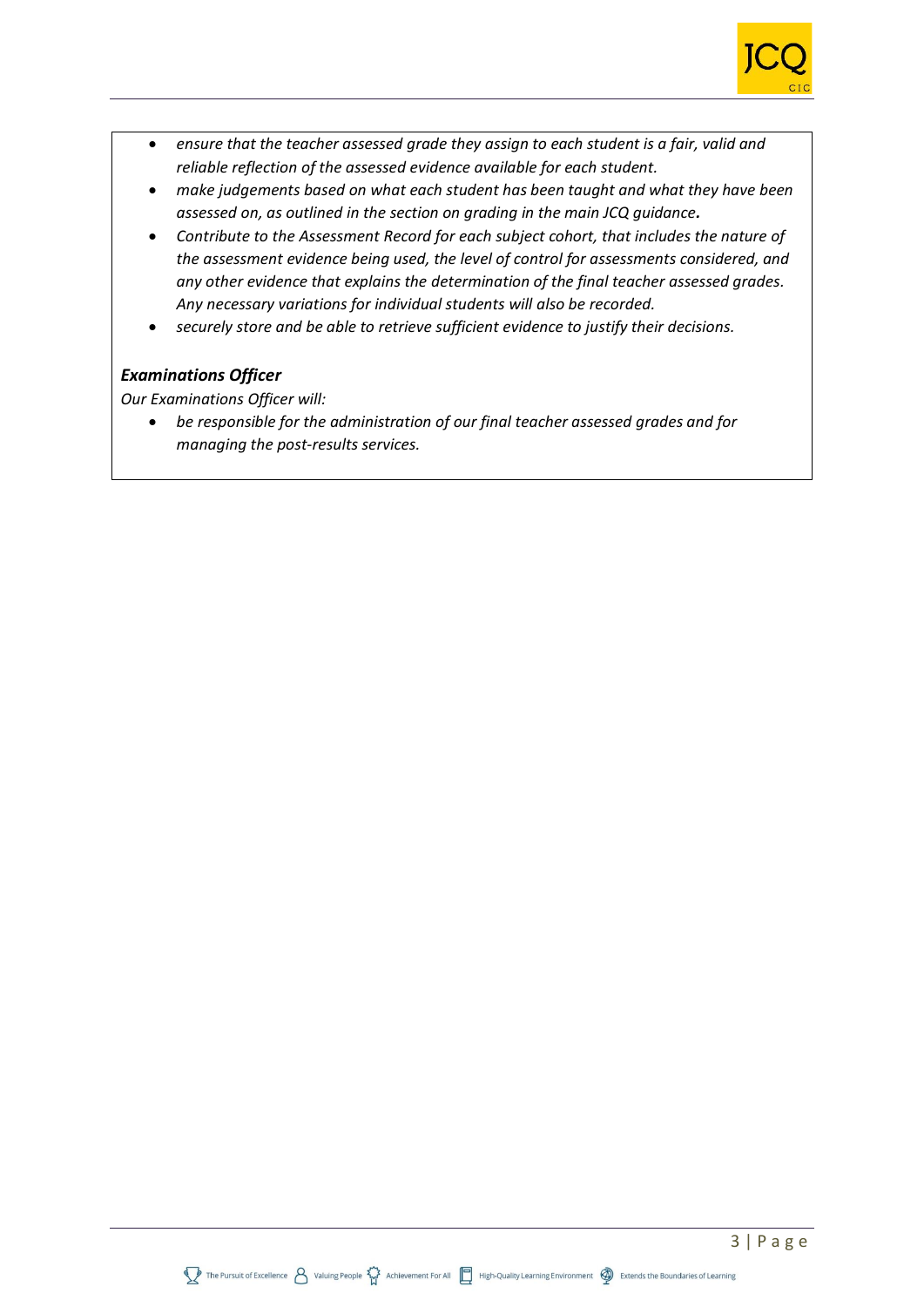- *ensure that the teacher assessed grade they assign to each student is a fair, valid and reliable reflection of the assessed evidence available for each student.*
- *make judgements based on what each student has been taught and what they have been assessed on, as outlined in the section on grading in the main JCQ guidance.*
- *Contribute to the Assessment Record for each subject cohort, that includes the nature of the assessment evidence being used, the level of control for assessments considered, and any other evidence that explains the determination of the final teacher assessed grades. Any necessary variations for individual students will also be recorded.*
- *securely store and be able to retrieve sufficient evidence to justify their decisions.*

***Examinations Officer***

*Our Examinations Officer will:*

- *be responsible for the administration of our final teacher assessed grades and for managing the post-results services.*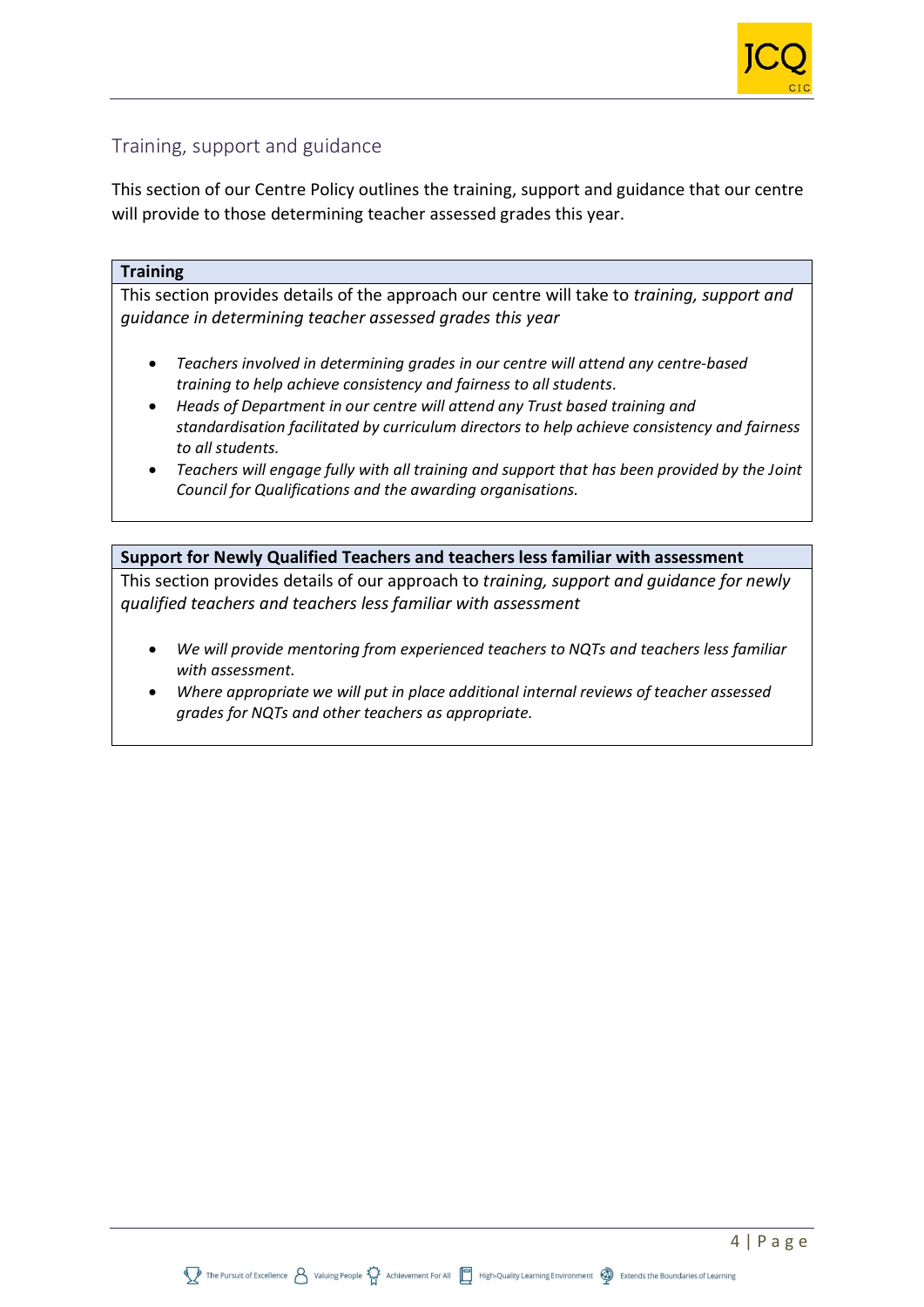## Training, support and guidance

This section of our Centre Policy outlines the training, support and guidance that our centre will provide to those determining teacher assessed grades this year.

**Training**

This section provides details of the approach our centre will take to *training, support and guidance in determining teacher assessed grades this year*

- *Teachers involved in determining grades in our centre will attend any centre-based training to help achieve consistency and fairness to all students.*
- *Heads of Department in our centre will attend any Trust based training and standardisation facilitated by curriculum directors to help achieve consistency and fairness to all students.*
- *Teachers will engage fully with all training and support that has been provided by the Joint Council for Qualifications and the awarding organisations.*

**Support for Newly Qualified Teachers and teachers less familiar with assessment**

This section provides details of our approach to *training, support and guidance for newly qualified teachers and teachers less familiar with assessment*

- *We will provide mentoring from experienced teachers to NQTs and teachers less familiar with assessment.*
- *Where appropriate we will put in place additional internal reviews of teacher assessed grades for NQTs and other teachers as appropriate.*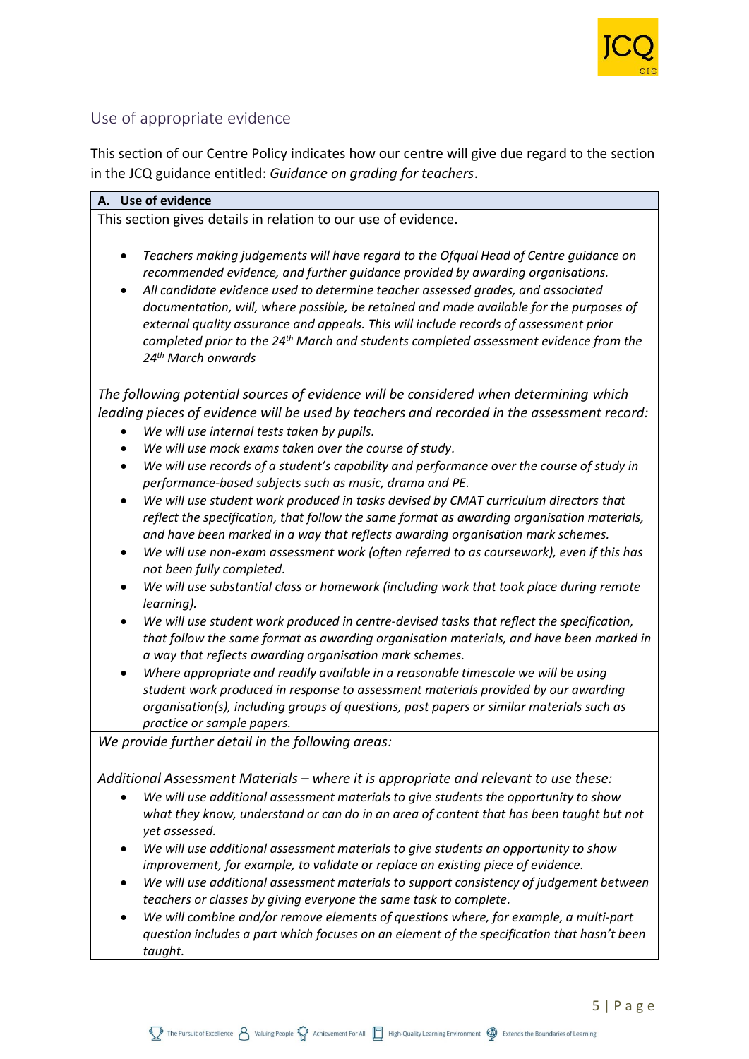## Use of appropriate evidence

This section of our Centre Policy indicates how our centre will give due regard to the section in the JCQ guidance entitled: *Guidance on grading for teachers*.

### A. Use of evidence

This section gives details in relation to our use of evidence.

- *Teachers making judgements will have regard to the Ofqual Head of Centre guidance on recommended evidence, and further guidance provided by awarding organisations.*
- *All candidate evidence used to determine teacher assessed grades, and associated documentation, will, where possible, be retained and made available for the purposes of external quality assurance and appeals. This will include records of assessment prior completed prior to the 24th March and students completed assessment evidence from the 24th March onwards*

*The following potential sources of evidence will be considered when determining which leading pieces of evidence will be used by teachers and recorded in the assessment record:*

- *We will use internal tests taken by pupils.*
- *We will use mock exams taken over the course of study.*
- *We will use records of a student's capability and performance over the course of study in performance-based subjects such as music, drama and PE.*
- *We will use student work produced in tasks devised by CMAT curriculum directors that reflect the specification, that follow the same format as awarding organisation materials, and have been marked in a way that reflects awarding organisation mark schemes.*
- *We will use non-exam assessment work (often referred to as coursework), even if this has not been fully completed.*
- *We will use substantial class or homework (including work that took place during remote learning).*
- *We will use student work produced in centre-devised tasks that reflect the specification, that follow the same format as awarding organisation materials, and have been marked in a way that reflects awarding organisation mark schemes.*
- *Where appropriate and readily available in a reasonable timescale we will be using student work produced in response to assessment materials provided by our awarding organisation(s), including groups of questions, past papers or similar materials such as practice or sample papers.*

*We provide further detail in the following areas:*

*Additional Assessment Materials – where it is appropriate and relevant to use these:*

- *We will use additional assessment materials to give students the opportunity to show what they know, understand or can do in an area of content that has been taught but not yet assessed.*
- *We will use additional assessment materials to give students an opportunity to show improvement, for example, to validate or replace an existing piece of evidence.*
- *We will use additional assessment materials to support consistency of judgement between teachers or classes by giving everyone the same task to complete.*
- *We will combine and/or remove elements of questions where, for example, a multi-part question includes a part which focuses on an element of the specification that hasn't been taught.*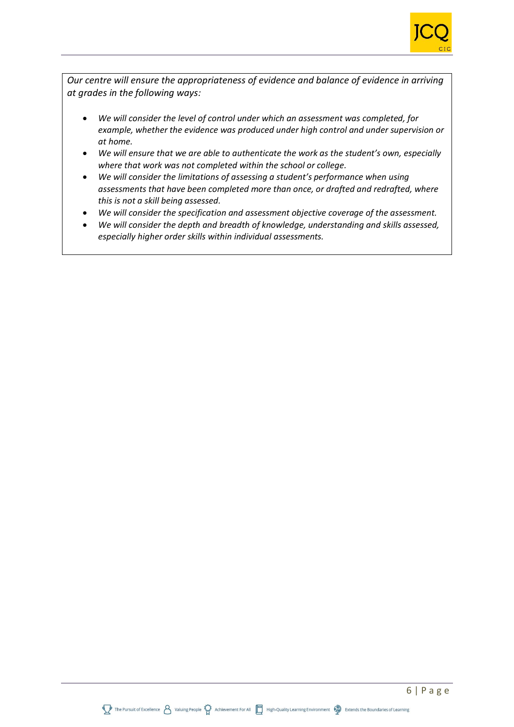*Our centre will ensure the appropriateness of evidence and balance of evidence in arriving at grades in the following ways:*

- *We will consider the level of control under which an assessment was completed, for example, whether the evidence was produced under high control and under supervision or at home.*
- *We will ensure that we are able to authenticate the work as the student's own, especially where that work was not completed within the school or college.*
- *We will consider the limitations of assessing a student's performance when using assessments that have been completed more than once, or drafted and redrafted, where this is not a skill being assessed.*
- *We will consider the specification and assessment objective coverage of the assessment.*
- *We will consider the depth and breadth of knowledge, understanding and skills assessed, especially higher order skills within individual assessments.*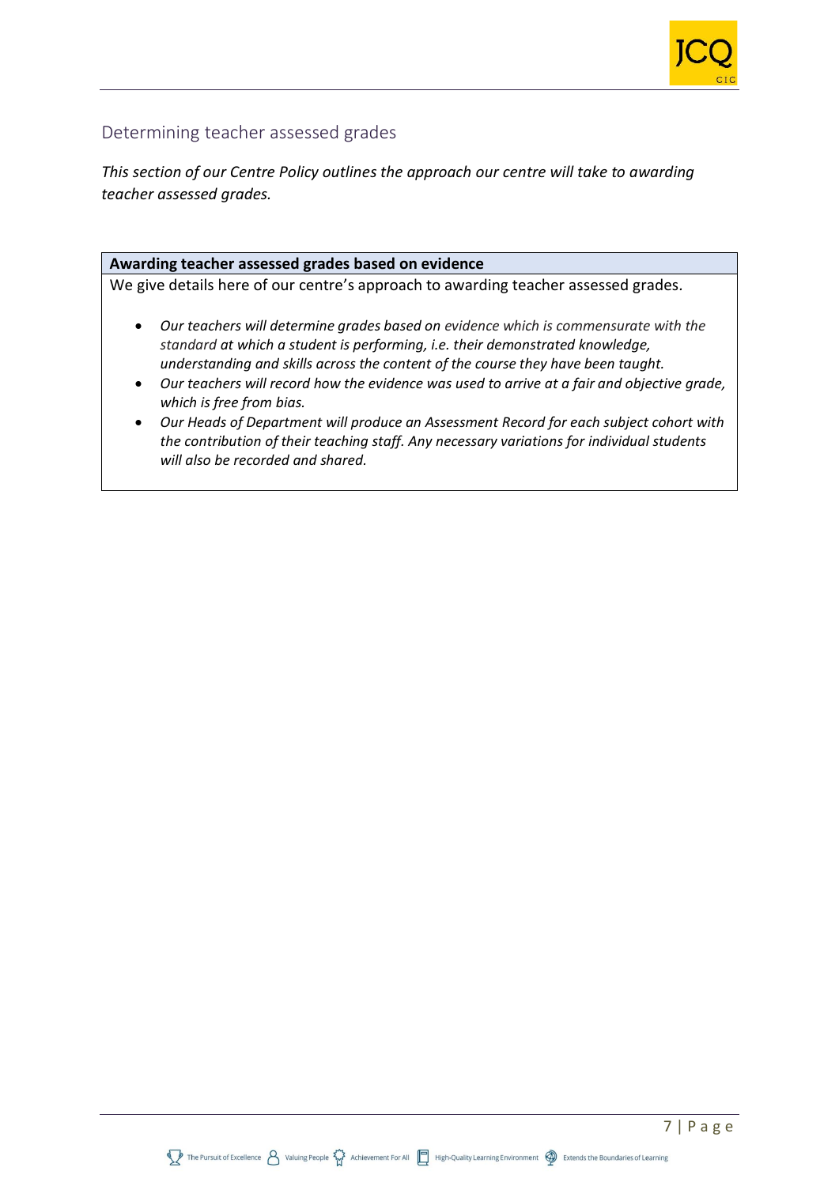## Determining teacher assessed grades

*This section of our Centre Policy outlines the approach our centre will take to awarding teacher assessed grades.*

**Awarding teacher assessed grades based on evidence**

We give details here of our centre's approach to awarding teacher assessed grades.

- *Our teachers will determine grades based on evidence which is commensurate with the standard at which a student is performing, i.e. their demonstrated knowledge, understanding and skills across the content of the course they have been taught.*
- *Our teachers will record how the evidence was used to arrive at a fair and objective grade, which is free from bias.*
- *Our Heads of Department will produce an Assessment Record for each subject cohort with the contribution of their teaching staff. Any necessary variations for individual students will also be recorded and shared.*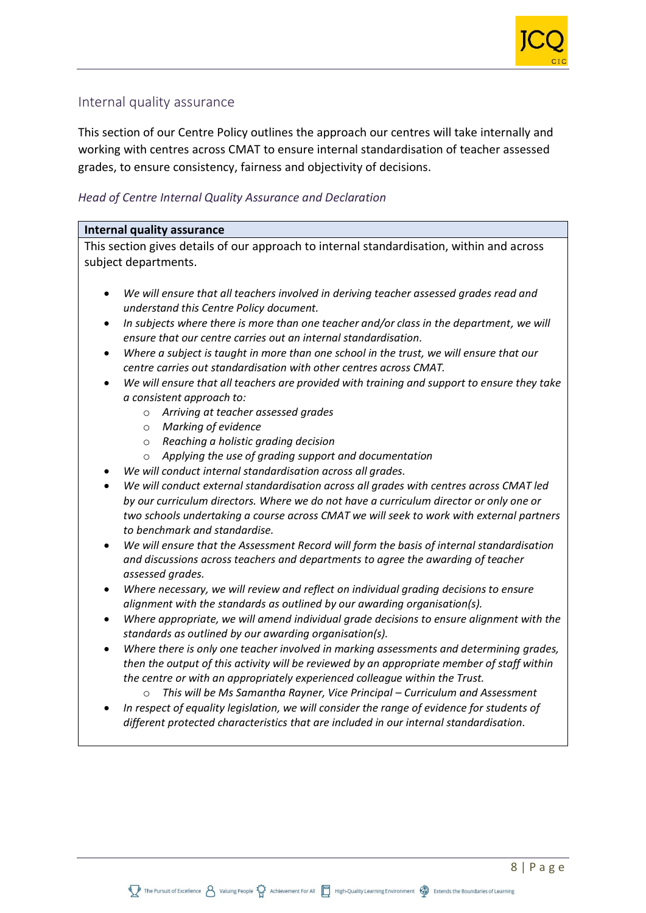## Internal quality assurance

This section of our Centre Policy outlines the approach our centres will take internally and working with centres across CMAT to ensure internal standardisation of teacher assessed grades, to ensure consistency, fairness and objectivity of decisions.

*Head of Centre Internal Quality Assurance and Declaration*

| **Internal quality assurance** |
| --- |
| This section gives details of our approach to internal standardisation, within and across subject departments. |

- *We will ensure that all teachers involved in deriving teacher assessed grades read and understand this Centre Policy document.*
- *In subjects where there is more than one teacher and/or class in the department, we will ensure that our centre carries out an internal standardisation.*
- *Where a subject is taught in more than one school in the trust, we will ensure that our centre carries out standardisation with other centres across CMAT.*
- *We will ensure that all teachers are provided with training and support to ensure they take a consistent approach to:*
    - *Arriving at teacher assessed grades*
    - *Marking of evidence*
    - *Reaching a holistic grading decision*
    - *Applying the use of grading support and documentation*
- *We will conduct internal standardisation across all grades.*
- *We will conduct external standardisation across all grades with centres across CMAT led by our curriculum directors. Where we do not have a curriculum director or only one or two schools undertaking a course across CMAT we will seek to work with external partners to benchmark and standardise.*
- *We will ensure that the Assessment Record will form the basis of internal standardisation and discussions across teachers and departments to agree the awarding of teacher assessed grades.*
- *Where necessary, we will review and reflect on individual grading decisions to ensure alignment with the standards as outlined by our awarding organisation(s).*
- *Where appropriate, we will amend individual grade decisions to ensure alignment with the standards as outlined by our awarding organisation(s).*
- *Where there is only one teacher involved in marking assessments and determining grades, then the output of this activity will be reviewed by an appropriate member of staff within the centre or with an appropriately experienced colleague within the Trust.*
    - *This will be Ms Samantha Rayner, Vice Principal – Curriculum and Assessment*
- *In respect of equality legislation, we will consider the range of evidence for students of different protected characteristics that are included in our internal standardisation.*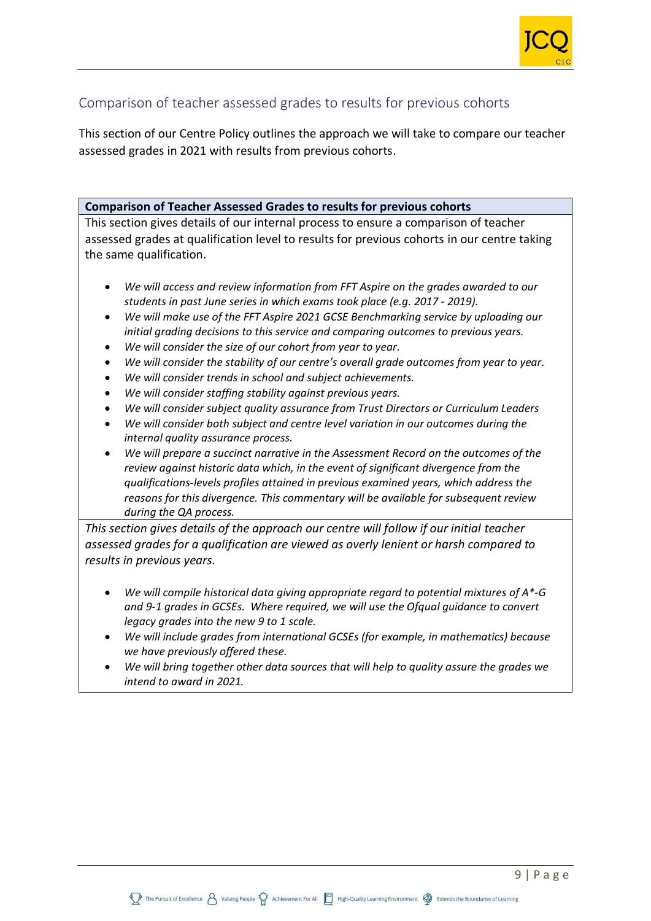## Comparison of teacher assessed grades to results for previous cohorts

This section of our Centre Policy outlines the approach we will take to compare our teacher assessed grades in 2021 with results from previous cohorts.

| **Comparison of Teacher Assessed Grades to results for previous cohorts** |
| --- |
| This section gives details of our internal process to ensure a comparison of teacher assessed grades at qualification level to results for previous cohorts in our centre taking the same qualification.<br><br>• *We will access and review information from FFT Aspire on the grades awarded to our students in past June series in which exams took place (e.g. 2017 - 2019).*<br>• *We will make use of the FFT Aspire 2021 GCSE Benchmarking service by uploading our initial grading decisions to this service and comparing outcomes to previous years.*<br>• *We will consider the size of our cohort from year to year.*<br>• *We will consider the stability of our centre's overall grade outcomes from year to year.*<br>• *We will consider trends in school and subject achievements.*<br>• *We will consider staffing stability against previous years.*<br>• *We will consider subject quality assurance from Trust Directors or Curriculum Leaders*<br>• *We will consider both subject and centre level variation in our outcomes during the internal quality assurance process.*<br>• *We will prepare a succinct narrative in the Assessment Record on the outcomes of the review against historic data which, in the event of significant divergence from the qualifications-levels profiles attained in previous examined years, which address the reasons for this divergence. This commentary will be available for subsequent review during the QA process.* |
| *This section gives details of the approach our centre will follow if our initial teacher assessed grades for a qualification are viewed as overly lenient or harsh compared to results in previous years.*<br><br>• *We will compile historical data giving appropriate regard to potential mixtures of A*-G and 9-1 grades in GCSEs. Where required, we will use the Ofqual guidance to convert legacy grades into the new 9 to 1 scale.*<br>• *We will include grades from international GCSEs (for example, in mathematics) because we have previously offered these.*<br>• *We will bring together other data sources that will help to quality assure the grades we intend to award in 2021.* |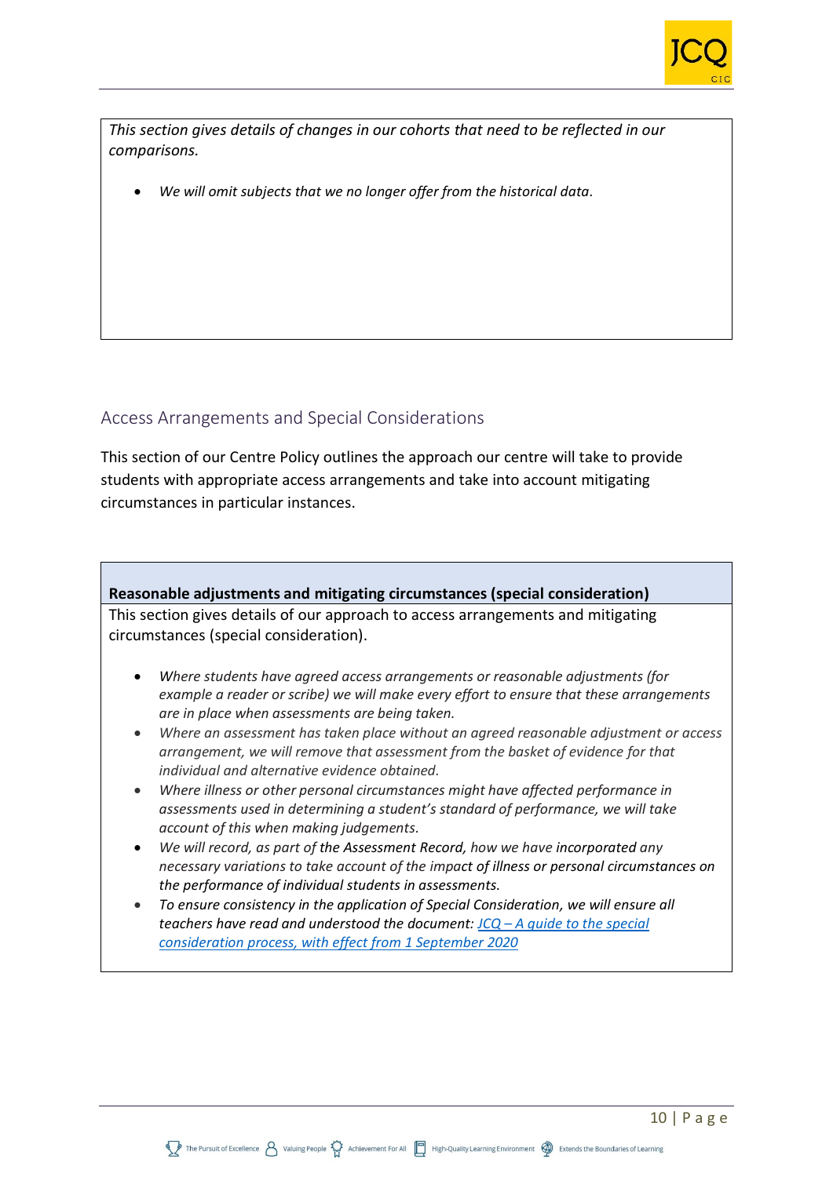*This section gives details of changes in our cohorts that need to be reflected in our comparisons.*

- *We will omit subjects that we no longer offer from the historical data.*

## Access Arrangements and Special Considerations

This section of our Centre Policy outlines the approach our centre will take to provide students with appropriate access arrangements and take into account mitigating circumstances in particular instances.

**Reasonable adjustments and mitigating circumstances (special consideration)**

This section gives details of our approach to access arrangements and mitigating circumstances (special consideration).

- *Where students have agreed access arrangements or reasonable adjustments (for example a reader or scribe) we will make every effort to ensure that these arrangements are in place when assessments are being taken.*
- *Where an assessment has taken place without an agreed reasonable adjustment or access arrangement, we will remove that assessment from the basket of evidence for that individual and alternative evidence obtained.*
- *Where illness or other personal circumstances might have affected performance in assessments used in determining a student's standard of performance, we will take account of this when making judgements.*
- *We will record, as part of the Assessment Record, how we have incorporated any necessary variations to take account of the impact of illness or personal circumstances on the performance of individual students in assessments.*
- *To ensure consistency in the application of Special Consideration, we will ensure all teachers have read and understood the document: JCQ – A guide to the special consideration process, with effect from 1 September 2020*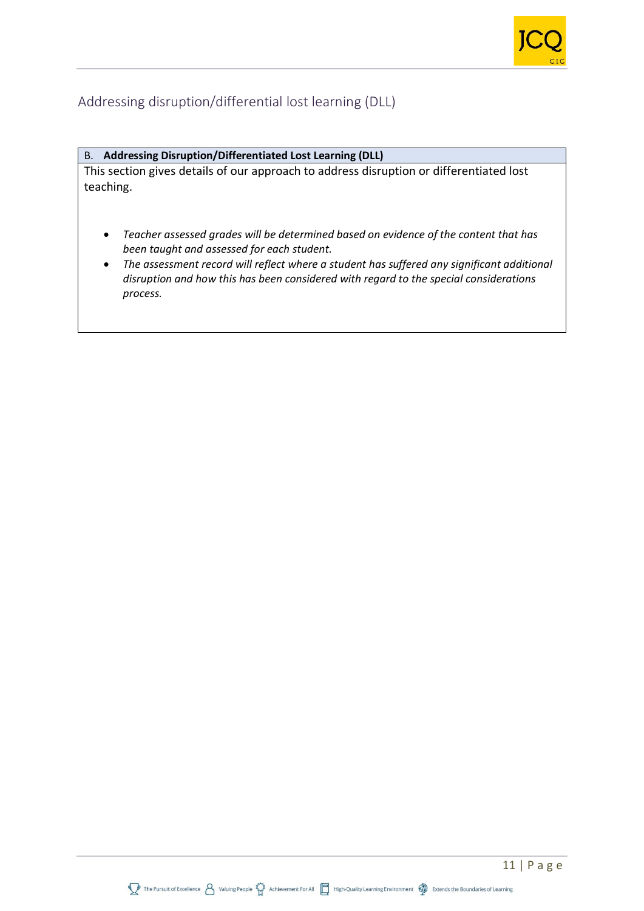## Addressing disruption/differential lost learning (DLL)

| B. **Addressing Disruption/Differentiated Lost Learning (DLL)** |
| --- |
| This section gives details of our approach to address disruption or differentiated lost teaching.<br><br>• *Teacher assessed grades will be determined based on evidence of the content that has been taught and assessed for each student.*<br>• *The assessment record will reflect where a student has suffered any significant additional disruption and how this has been considered with regard to the special considerations process.* |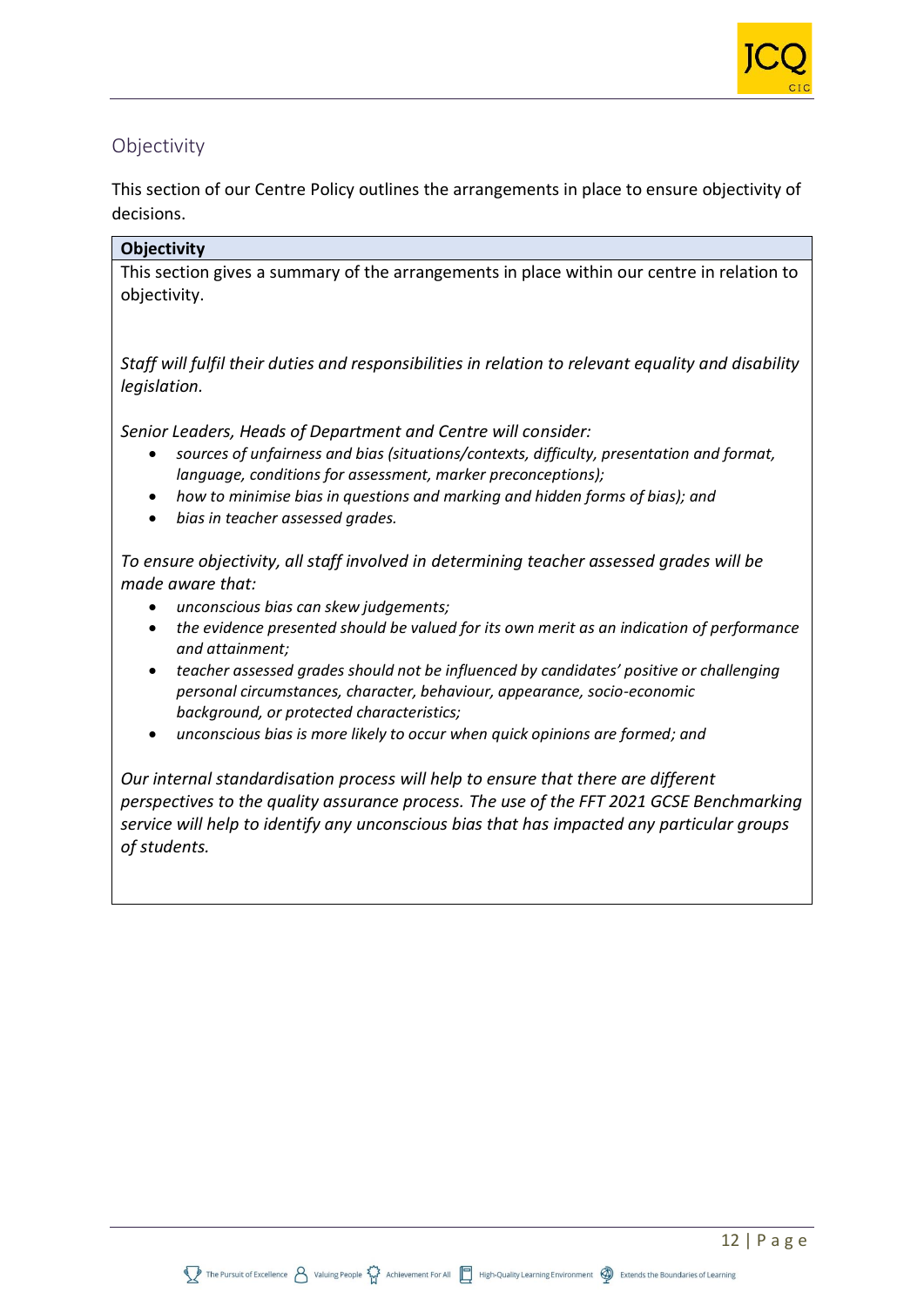## Objectivity

This section of our Centre Policy outlines the arrangements in place to ensure objectivity of decisions.

**Objectivity**

This section gives a summary of the arrangements in place within our centre in relation to objectivity.

*Staff will fulfil their duties and responsibilities in relation to relevant equality and disability legislation.*

*Senior Leaders, Heads of Department and Centre will consider:*

- *sources of unfairness and bias (situations/contexts, difficulty, presentation and format, language, conditions for assessment, marker preconceptions);*
- *how to minimise bias in questions and marking and hidden forms of bias); and*
- *bias in teacher assessed grades.*

*To ensure objectivity, all staff involved in determining teacher assessed grades will be made aware that:*

- *unconscious bias can skew judgements;*
- *the evidence presented should be valued for its own merit as an indication of performance and attainment;*
- *teacher assessed grades should not be influenced by candidates' positive or challenging personal circumstances, character, behaviour, appearance, socio-economic background, or protected characteristics;*
- *unconscious bias is more likely to occur when quick opinions are formed; and*

*Our internal standardisation process will help to ensure that there are different perspectives to the quality assurance process. The use of the FFT 2021 GCSE Benchmarking service will help to identify any unconscious bias that has impacted any particular groups of students.*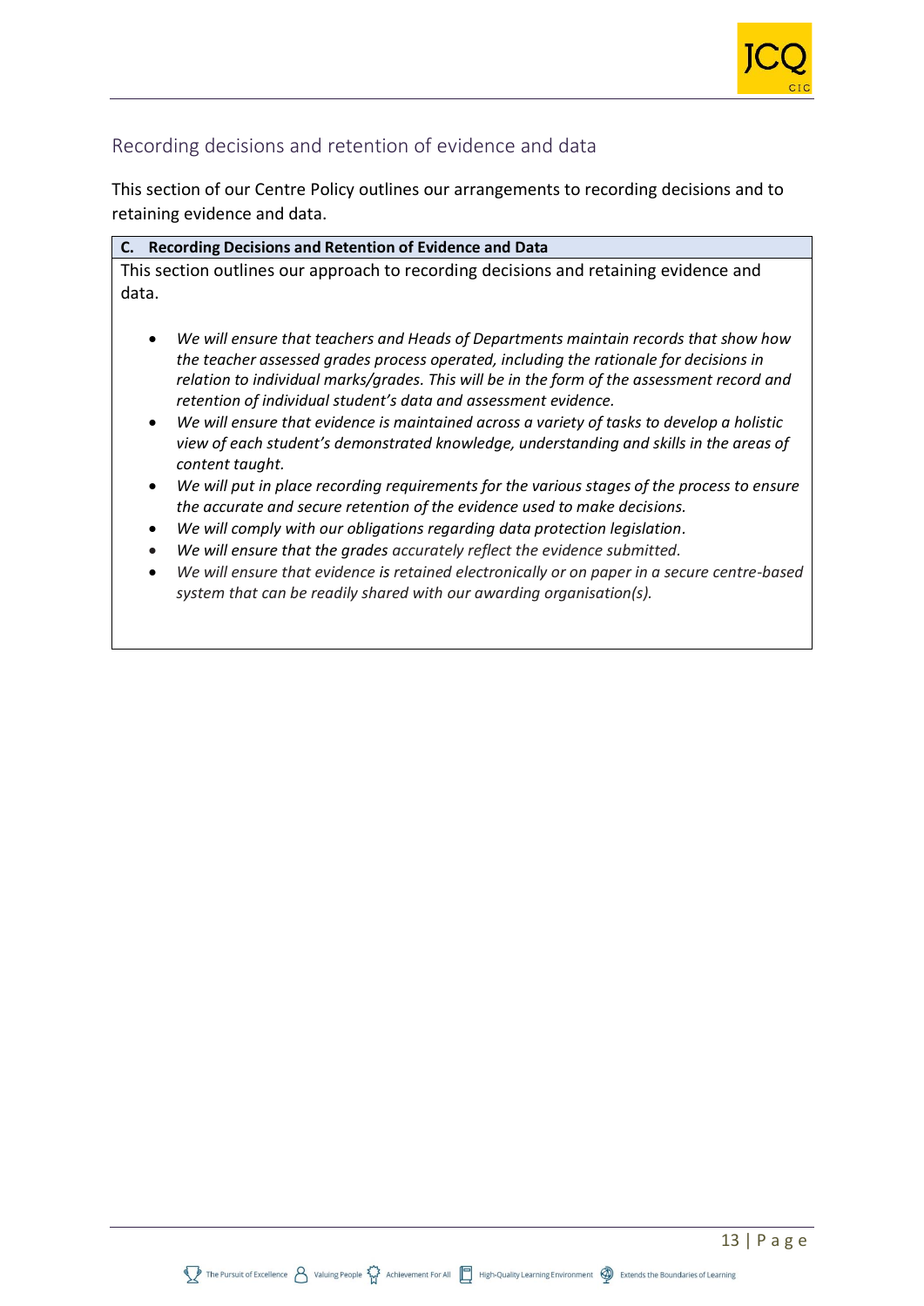## Recording decisions and retention of evidence and data

This section of our Centre Policy outlines our arrangements to recording decisions and to retaining evidence and data.

| **C. Recording Decisions and Retention of Evidence and Data** |
|---|
| This section outlines our approach to recording decisions and retaining evidence and data. |

- *We will ensure that teachers and Heads of Departments maintain records that show how the teacher assessed grades process operated, including the rationale for decisions in relation to individual marks/grades. This will be in the form of the assessment record and retention of individual student's data and assessment evidence.*
- *We will ensure that evidence is maintained across a variety of tasks to develop a holistic view of each student's demonstrated knowledge, understanding and skills in the areas of content taught.*
- *We will put in place recording requirements for the various stages of the process to ensure the accurate and secure retention of the evidence used to make decisions.*
- *We will comply with our obligations regarding data protection legislation.*
- *We will ensure that the grades accurately reflect the evidence submitted.*
- *We will ensure that evidence is retained electronically or on paper in a secure centre-based system that can be readily shared with our awarding organisation(s).*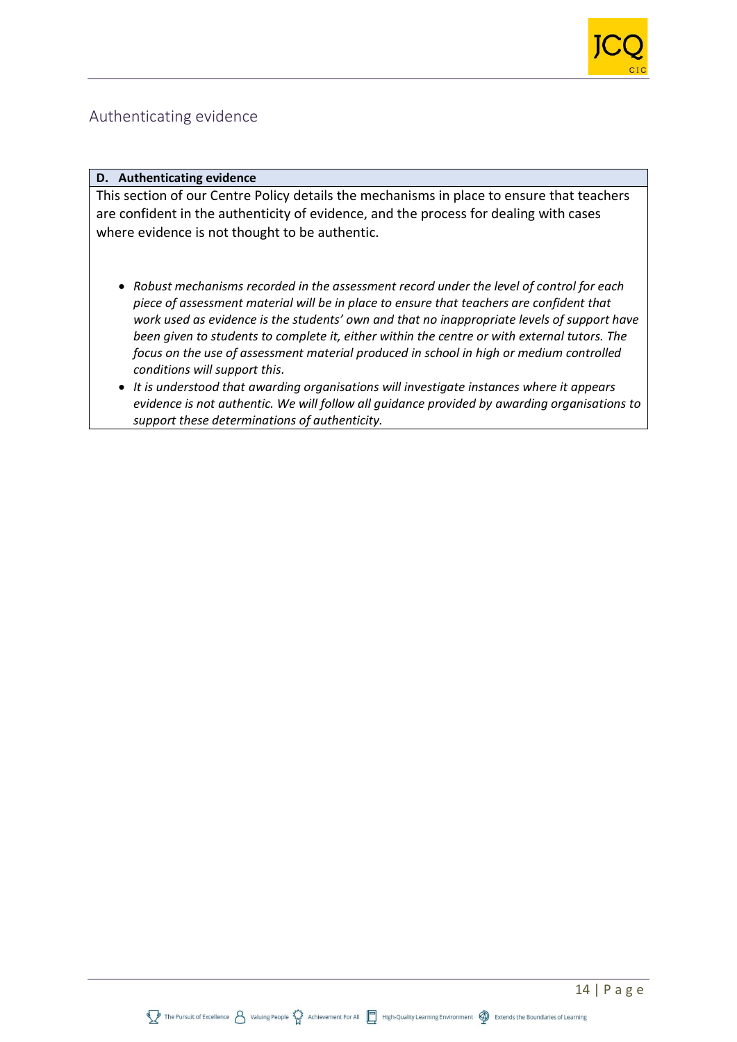## Authenticating evidence

**D. Authenticating evidence**

This section of our Centre Policy details the mechanisms in place to ensure that teachers are confident in the authenticity of evidence, and the process for dealing with cases where evidence is not thought to be authentic.

- *Robust mechanisms recorded in the assessment record under the level of control for each piece of assessment material will be in place to ensure that teachers are confident that work used as evidence is the students' own and that no inappropriate levels of support have been given to students to complete it, either within the centre or with external tutors. The focus on the use of assessment material produced in school in high or medium controlled conditions will support this.*
- *It is understood that awarding organisations will investigate instances where it appears evidence is not authentic. We will follow all guidance provided by awarding organisations to support these determinations of authenticity.*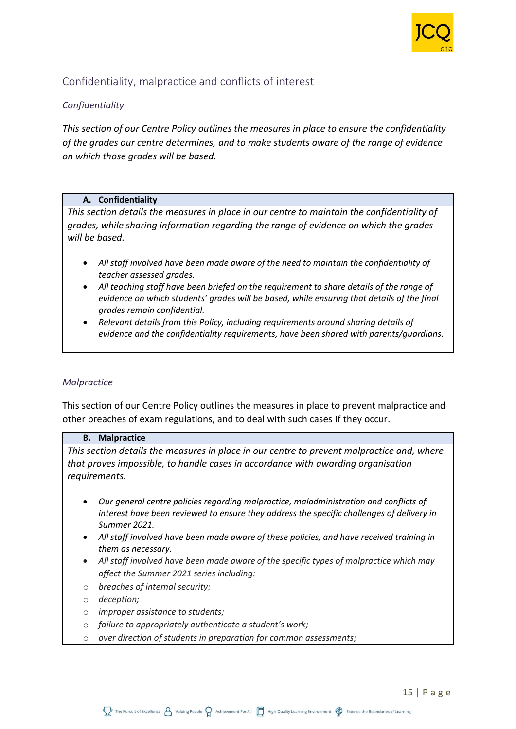## Confidentiality, malpractice and conflicts of interest

### *Confidentiality*

*This section of our Centre Policy outlines the measures in place to ensure the confidentiality of the grades our centre determines, and to make students aware of the range of evidence on which those grades will be based.*

**A. Confidentiality**

*This section details the measures in place in our centre to maintain the confidentiality of grades, while sharing information regarding the range of evidence on which the grades will be based.*

- *All staff involved have been made aware of the need to maintain the confidentiality of teacher assessed grades.*
- *All teaching staff have been briefed on the requirement to share details of the range of evidence on which students' grades will be based, while ensuring that details of the final grades remain confidential.*
- *Relevant details from this Policy, including requirements around sharing details of evidence and the confidentiality requirements, have been shared with parents/guardians.*

### *Malpractice*

This section of our Centre Policy outlines the measures in place to prevent malpractice and other breaches of exam regulations, and to deal with such cases if they occur.

**B. Malpractice**

*This section details the measures in place in our centre to prevent malpractice and, where that proves impossible, to handle cases in accordance with awarding organisation requirements.*

- *Our general centre policies regarding malpractice, maladministration and conflicts of interest have been reviewed to ensure they address the specific challenges of delivery in Summer 2021.*
- *All staff involved have been made aware of these policies, and have received training in them as necessary.*
- *All staff involved have been made aware of the specific types of malpractice which may affect the Summer 2021 series including:*
  - *breaches of internal security;*
  - *deception;*
  - *improper assistance to students;*
  - *failure to appropriately authenticate a student's work;*
  - *over direction of students in preparation for common assessments;*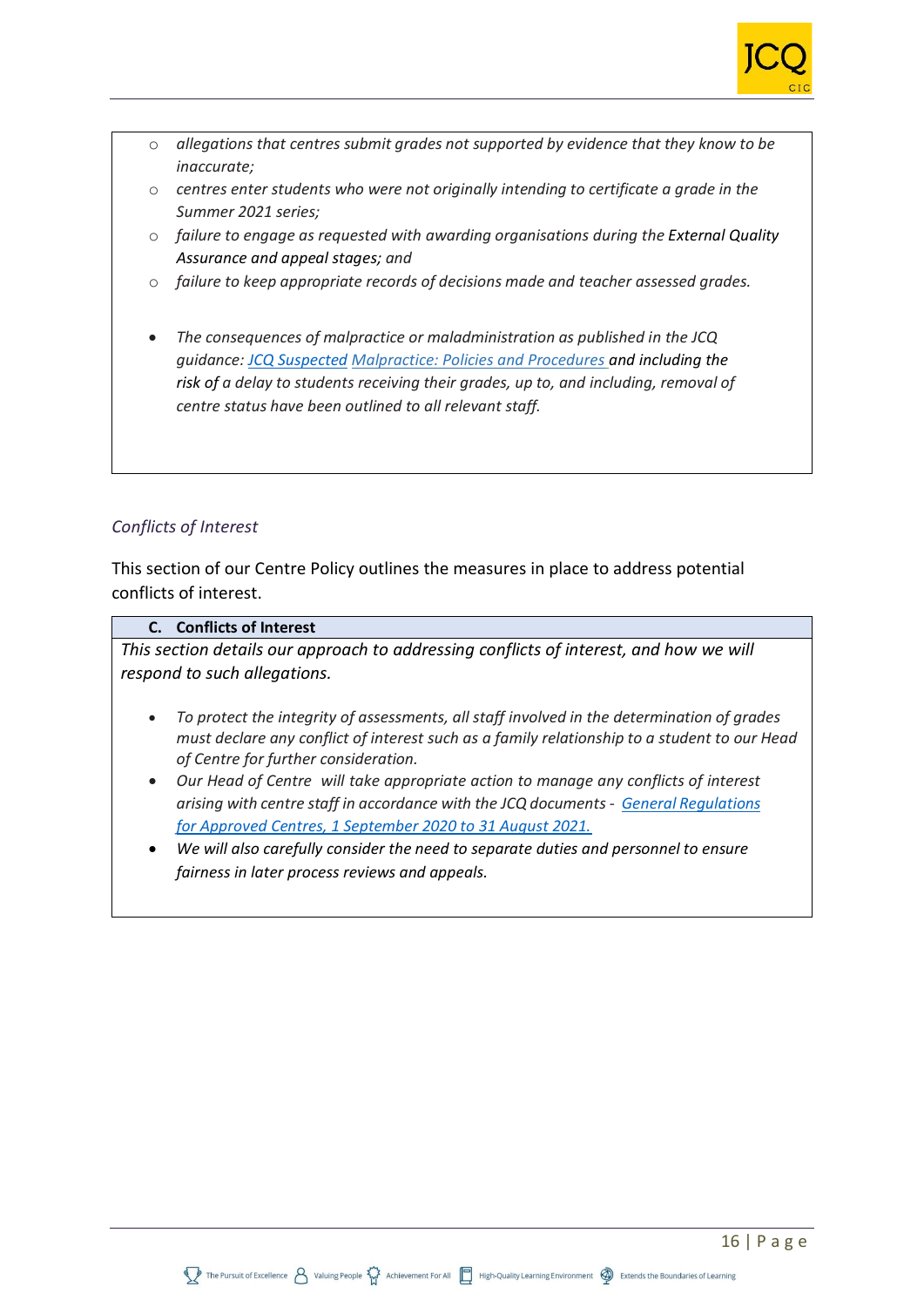- *allegations that centres submit grades not supported by evidence that they know to be inaccurate;*
- *centres enter students who were not originally intending to certificate a grade in the Summer 2021 series;*
- *failure to engage as requested with awarding organisations during the External Quality Assurance and appeal stages; and*
- *failure to keep appropriate records of decisions made and teacher assessed grades.*

- *The consequences of malpractice or maladministration as published in the JCQ guidance: JCQ Suspected Malpractice: Policies and Procedures and including the risk of a delay to students receiving their grades, up to, and including, removal of centre status have been outlined to all relevant staff.*

### *Conflicts of Interest*

This section of our Centre Policy outlines the measures in place to address potential conflicts of interest.

**C. Conflicts of Interest**

*This section details our approach to addressing conflicts of interest, and how we will respond to such allegations.*

- *To protect the integrity of assessments, all staff involved in the determination of grades must declare any conflict of interest such as a family relationship to a student to our Head of Centre for further consideration.*
- *Our Head of Centre will take appropriate action to manage any conflicts of interest arising with centre staff in accordance with the JCQ documents - General Regulations for Approved Centres, 1 September 2020 to 31 August 2021.*
- *We will also carefully consider the need to separate duties and personnel to ensure fairness in later process reviews and appeals.*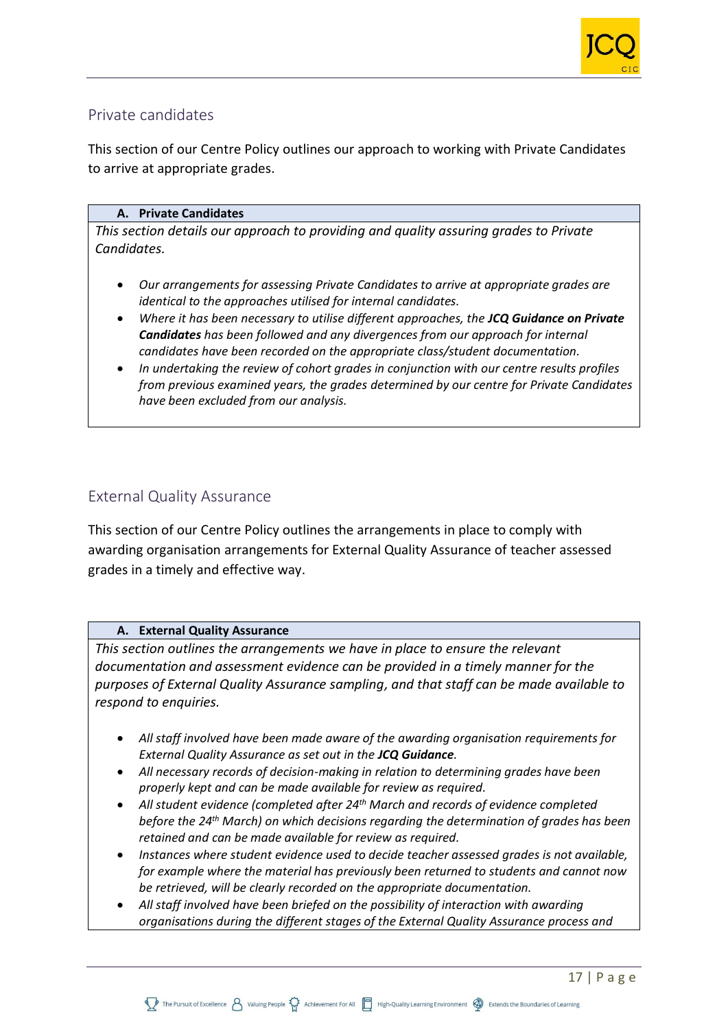## Private candidates

This section of our Centre Policy outlines our approach to working with Private Candidates to arrive at appropriate grades.

| **A. Private Candidates** |
|---|
| *This section details our approach to providing and quality assuring grades to Private Candidates.*<br><br>• *Our arrangements for assessing Private Candidates to arrive at appropriate grades are identical to the approaches utilised for internal candidates.*<br>• *Where it has been necessary to utilise different approaches, the **JCQ Guidance on Private Candidates** has been followed and any divergences from our approach for internal candidates have been recorded on the appropriate class/student documentation.*<br>• *In undertaking the review of cohort grades in conjunction with our centre results profiles from previous examined years, the grades determined by our centre for Private Candidates have been excluded from our analysis.* |

## External Quality Assurance

This section of our Centre Policy outlines the arrangements in place to comply with awarding organisation arrangements for External Quality Assurance of teacher assessed grades in a timely and effective way.

| **A. External Quality Assurance** |
|---|
| *This section outlines the arrangements we have in place to ensure the relevant documentation and assessment evidence can be provided in a timely manner for the purposes of External Quality Assurance sampling, and that staff can be made available to respond to enquiries.*<br><br>• *All staff involved have been made aware of the awarding organisation requirements for External Quality Assurance as set out in the **JCQ Guidance**.*<br>• *All necessary records of decision-making in relation to determining grades have been properly kept and can be made available for review as required.*<br>• *All student evidence (completed after 24th March and records of evidence completed before the 24th March) on which decisions regarding the determination of grades has been retained and can be made available for review as required.*<br>• *Instances where student evidence used to decide teacher assessed grades is not available, for example where the material has previously been returned to students and cannot now be retrieved, will be clearly recorded on the appropriate documentation.*<br>• *All staff involved have been briefed on the possibility of interaction with awarding organisations during the different stages of the External Quality Assurance process and* |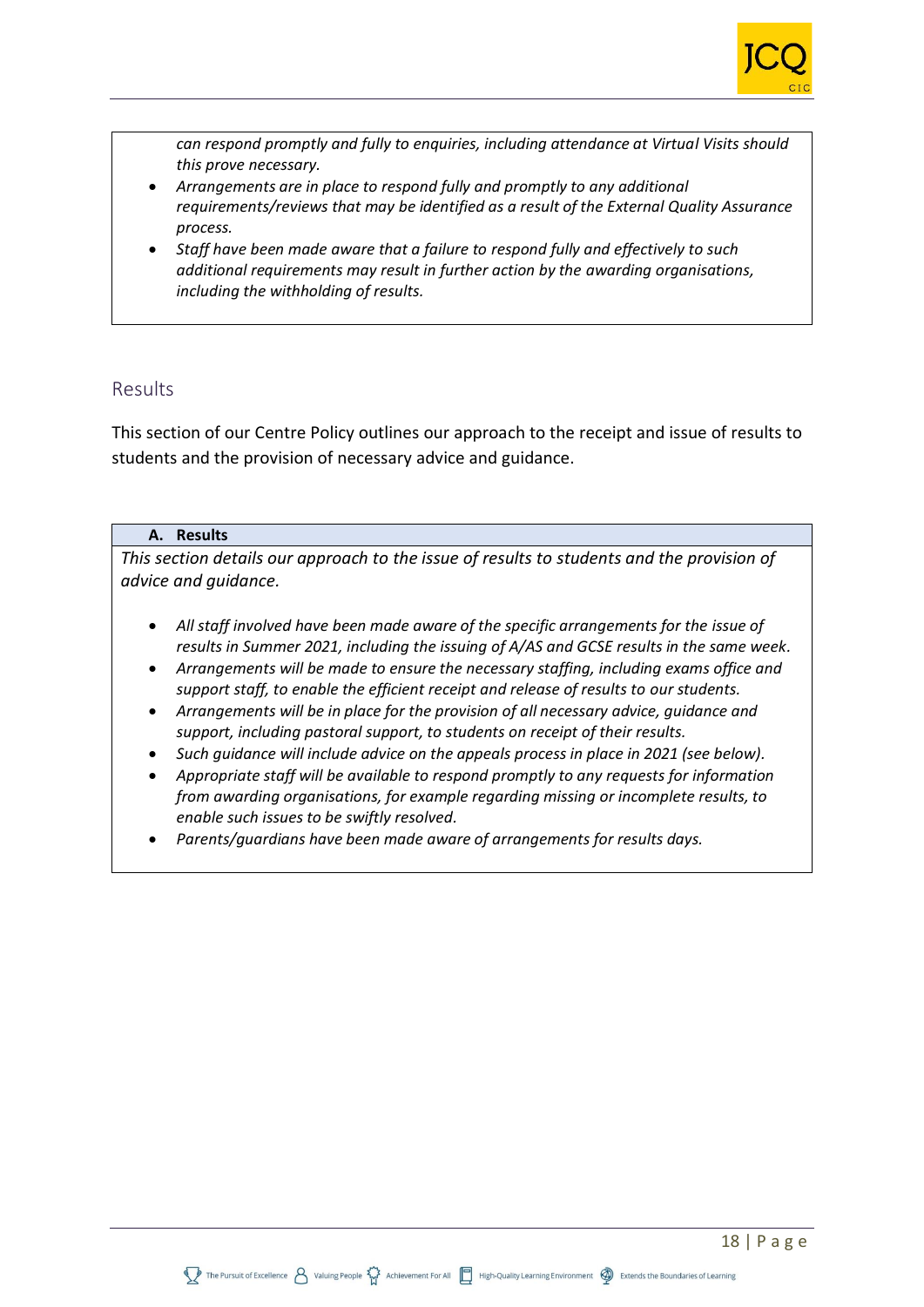*can respond promptly and fully to enquiries, including attendance at Virtual Visits should this prove necessary.*

- *Arrangements are in place to respond fully and promptly to any additional requirements/reviews that may be identified as a result of the External Quality Assurance process.*
- *Staff have been made aware that a failure to respond fully and effectively to such additional requirements may result in further action by the awarding organisations, including the withholding of results.*

## Results

This section of our Centre Policy outlines our approach to the receipt and issue of results to students and the provision of necessary advice and guidance.

**A. Results**

*This section details our approach to the issue of results to students and the provision of advice and guidance.*

- *All staff involved have been made aware of the specific arrangements for the issue of results in Summer 2021, including the issuing of A/AS and GCSE results in the same week.*
- *Arrangements will be made to ensure the necessary staffing, including exams office and support staff, to enable the efficient receipt and release of results to our students.*
- *Arrangements will be in place for the provision of all necessary advice, guidance and support, including pastoral support, to students on receipt of their results.*
- *Such guidance will include advice on the appeals process in place in 2021 (see below).*
- *Appropriate staff will be available to respond promptly to any requests for information from awarding organisations, for example regarding missing or incomplete results, to enable such issues to be swiftly resolved.*
- *Parents/guardians have been made aware of arrangements for results days.*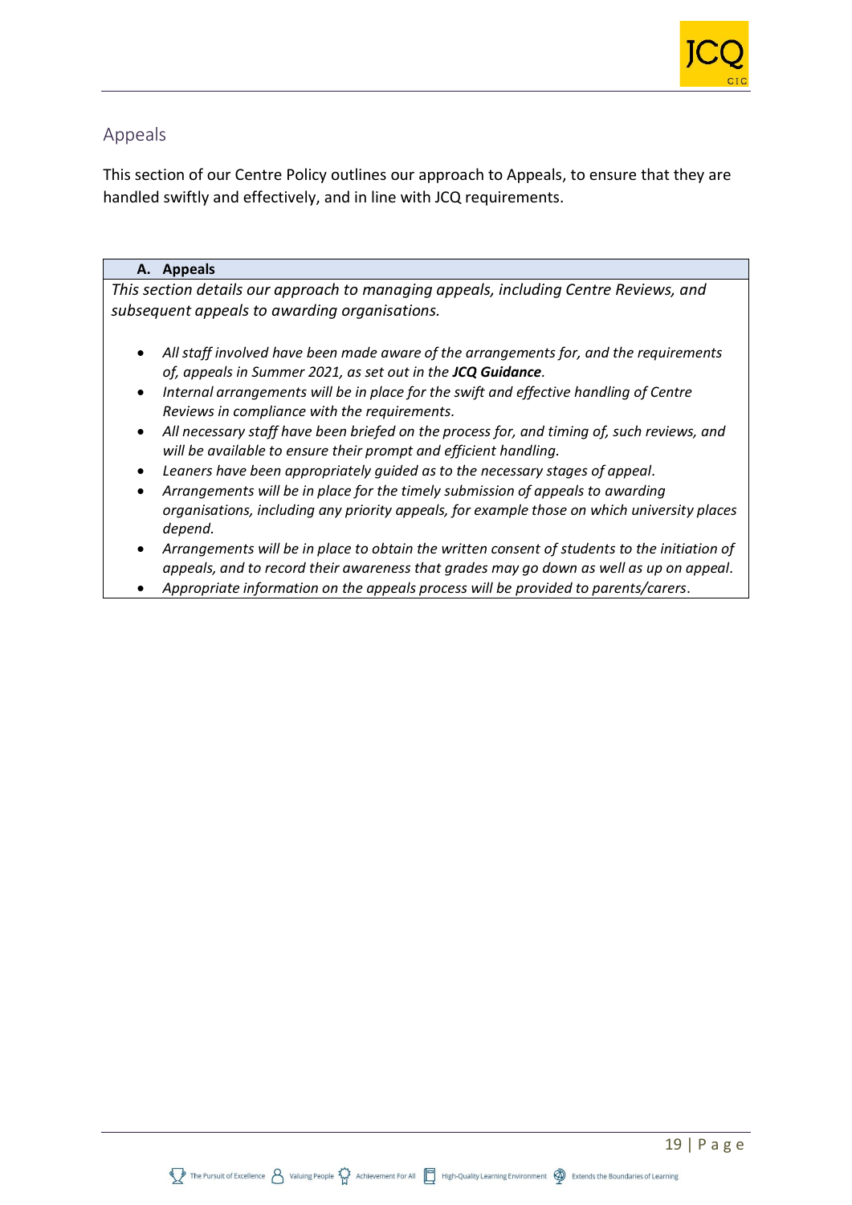## Appeals

This section of our Centre Policy outlines our approach to Appeals, to ensure that they are handled swiftly and effectively, and in line with JCQ requirements.

| **A. Appeals** |
|---|
| *This section details our approach to managing appeals, including Centre Reviews, and subsequent appeals to awarding organisations.*<br><br>• *All staff involved have been made aware of the arrangements for, and the requirements of, appeals in Summer 2021, as set out in the **JCQ Guidance**.*<br>• *Internal arrangements will be in place for the swift and effective handling of Centre Reviews in compliance with the requirements.*<br>• *All necessary staff have been briefed on the process for, and timing of, such reviews, and will be available to ensure their prompt and efficient handling.*<br>• *Leaners have been appropriately guided as to the necessary stages of appeal.*<br>• *Arrangements will be in place for the timely submission of appeals to awarding organisations, including any priority appeals, for example those on which university places depend.*<br>• *Arrangements will be in place to obtain the written consent of students to the initiation of appeals, and to record their awareness that grades may go down as well as up on appeal.*<br>• *Appropriate information on the appeals process will be provided to parents/carers.* |